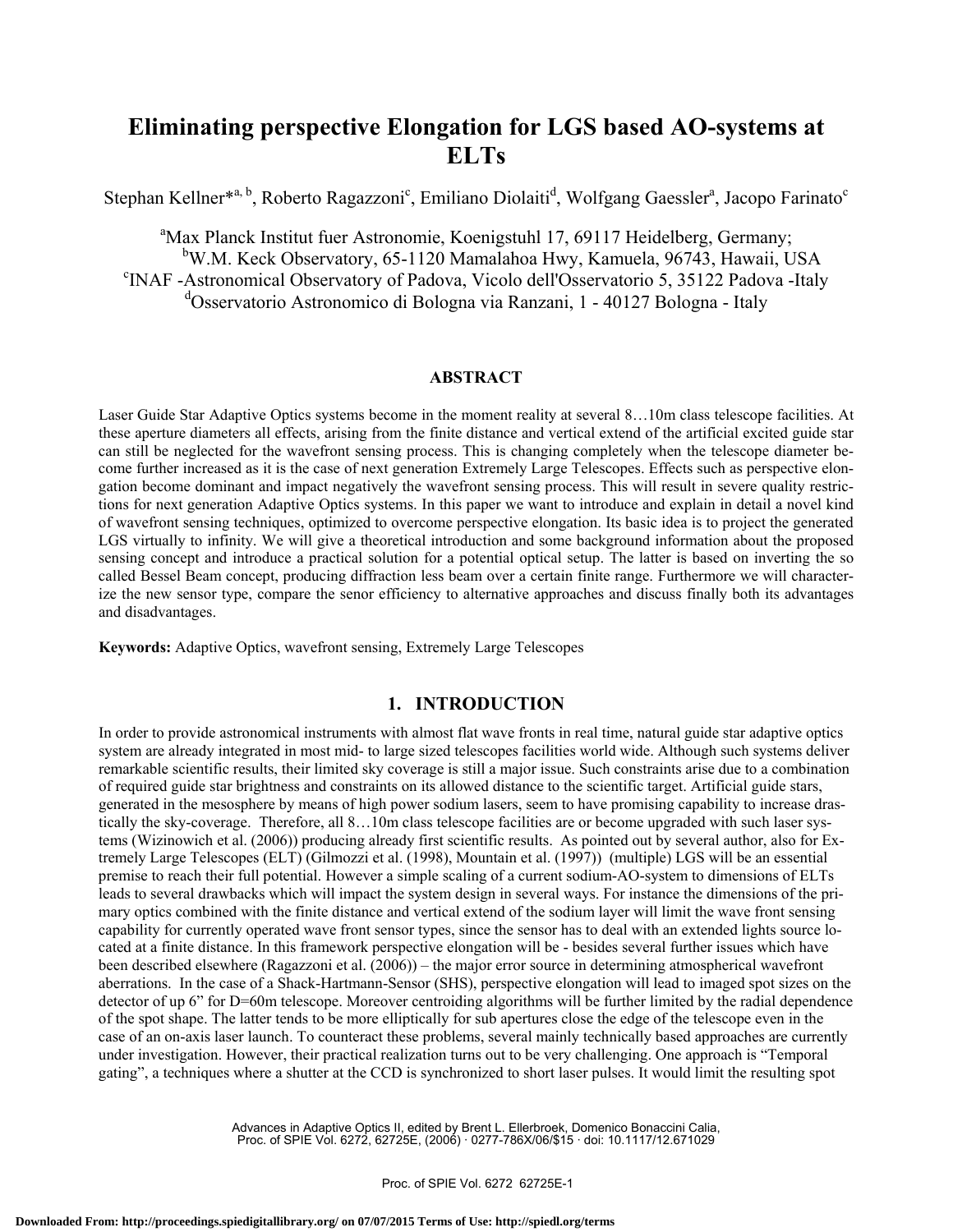# Eliminating perspective Elongation for LGS based AO-systems at ELTs

Stephan Kellner*[a, b], Roberto Ragazzoni[c], Emiliano Diolaiti[d], Wolfgang Gaessler[a], Jacopo Farinato[c]

[a]Max Planck Institut fuer Astronomie, Koenigstuhl 17, 69117 Heidelberg, Germany;
[b]W.M. Keck Observatory, 65-1120 Mamalahoa Hwy, Kamuela, 96743, Hawaii, USA
[c]INAF -Astronomical Observatory of Padova, Vicolo dell'Osservatorio 5, 35122 Padova -Italy
[d]Osservatorio Astronomico di Bologna via Ranzani, 1 - 40127 Bologna - Italy

## ABSTRACT

Laser Guide Star Adaptive Optics systems become in the moment reality at several 8…10m class telescope facilities. At these aperture diameters all effects, arising from the finite distance and vertical extend of the artificial excited guide star can still be neglected for the wavefront sensing process. This is changing completely when the telescope diameter become further increased as it is the case of next generation Extremely Large Telescopes. Effects such as perspective elongation become dominant and impact negatively the wavefront sensing process. This will result in severe quality restrictions for next generation Adaptive Optics systems. In this paper we want to introduce and explain in detail a novel kind of wavefront sensing techniques, optimized to overcome perspective elongation. Its basic idea is to project the generated LGS virtually to infinity. We will give a theoretical introduction and some background information about the proposed sensing concept and introduce a practical solution for a potential optical setup. The latter is based on inverting the so called Bessel Beam concept, producing diffraction less beam over a certain finite range. Furthermore we will characterize the new sensor type, compare the senor efficiency to alternative approaches and discuss finally both its advantages and disadvantages.

**Keywords:** Adaptive Optics, wavefront sensing, Extremely Large Telescopes

## 1. INTRODUCTION

In order to provide astronomical instruments with almost flat wave fronts in real time, natural guide star adaptive optics system are already integrated in most mid- to large sized telescopes facilities world wide. Although such systems deliver remarkable scientific results, their limited sky coverage is still a major issue. Such constraints arise due to a combination of required guide star brightness and constraints on its allowed distance to the scientific target. Artificial guide stars, generated in the mesosphere by means of high power sodium lasers, seem to have promising capability to increase drastically the sky-coverage. Therefore, all 8…10m class telescope facilities are or become upgraded with such laser systems (Wizinowich et al. (2006)) producing already first scientific results. As pointed out by several author, also for Extremely Large Telescopes (ELT) (Gilmozzi et al. (1998), Mountain et al. (1997)) (multiple) LGS will be an essential premise to reach their full potential. However a simple scaling of a current sodium-AO-system to dimensions of ELTs leads to several drawbacks which will impact the system design in several ways. For instance the dimensions of the primary optics combined with the finite distance and vertical extend of the sodium layer will limit the wave front sensing capability for currently operated wave front sensor types, since the sensor has to deal with an extended lights source located at a finite distance. In this framework perspective elongation will be - besides several further issues which have been described elsewhere (Ragazzoni et al. (2006)) – the major error source in determining atmospherical wavefront aberrations. In the case of a Shack-Hartmann-Sensor (SHS), perspective elongation will lead to imaged spot sizes on the detector of up 6" for D=60m telescope. Moreover centroiding algorithms will be further limited by the radial dependence of the spot shape. The latter tends to be more elliptically for sub apertures close the edge of the telescope even in the case of an on-axis laser launch. To counteract these problems, several mainly technically based approaches are currently under investigation. However, their practical realization turns out to be very challenging. One approach is "Temporal gating", a techniques where a shutter at the CCD is synchronized to short laser pulses. It would limit the resulting spot

Advances in Adaptive Optics II, edited by Brent L. Ellerbroek, Domenico Bonaccini Calia,
Proc. of SPIE Vol. 6272, 62725E, (2006) · 0277-786X/06/$15 · doi: 10.1117/12.671029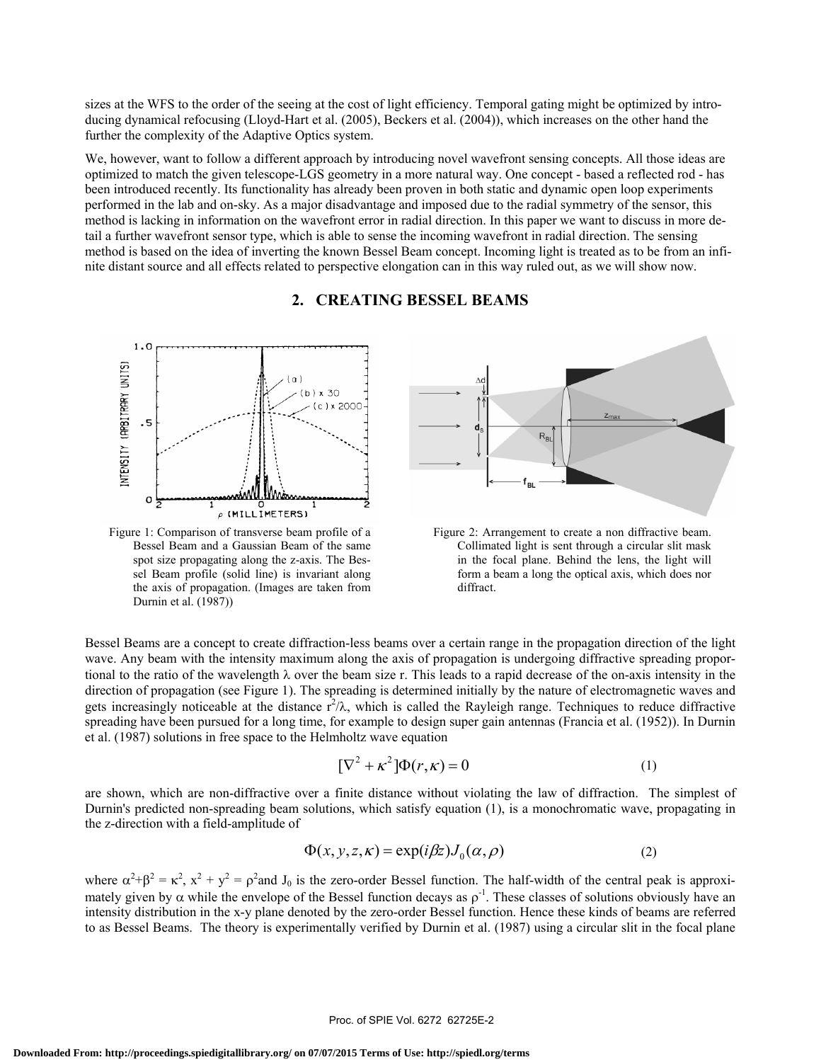sizes at the WFS to the order of the seeing at the cost of light efficiency. Temporal gating might be optimized by introducing dynamical refocusing (Lloyd-Hart et al. (2005), Beckers et al. (2004)), which increases on the other hand the further the complexity of the Adaptive Optics system.

We, however, want to follow a different approach by introducing novel wavefront sensing concepts. All those ideas are optimized to match the given telescope-LGS geometry in a more natural way. One concept - based a reflected rod - has been introduced recently. Its functionality has already been proven in both static and dynamic open loop experiments performed in the lab and on-sky. As a major disadvantage and imposed due to the radial symmetry of the sensor, this method is lacking in information on the wavefront error in radial direction. In this paper we want to discuss in more detail a further wavefront sensor type, which is able to sense the incoming wavefront in radial direction. The sensing method is based on the idea of inverting the known Bessel Beam concept. Incoming light is treated as to be from an infinite distant source and all effects related to perspective elongation can in this way ruled out, as we will show now.

## 2. CREATING BESSEL BEAMS

Figure 1: Comparison of transverse beam profile of a Bessel Beam and a Gaussian Beam of the same spot size propagating along the z-axis. The Bessel Beam profile (solid line) is invariant along the axis of propagation. (Images are taken from Durnin et al. (1987))

Figure 2: Arrangement to create a non diffractive beam. Collimated light is sent through a circular slit mask in the focal plane. Behind the lens, the light will form a beam a long the optical axis, which does nor diffract.

Bessel Beams are a concept to create diffraction-less beams over a certain range in the propagation direction of the light wave. Any beam with the intensity maximum along the axis of propagation is undergoing diffractive spreading proportional to the ratio of the wavelength $\lambda$ over the beam size r. This leads to a rapid decrease of the on-axis intensity in the direction of propagation (see Figure 1). The spreading is determined initially by the nature of electromagnetic waves and gets increasingly noticeable at the distance $r^2/\lambda$, which is called the Rayleigh range. Techniques to reduce diffractive spreading have been pursued for a long time, for example to design super gain antennas (Francia et al. (1952)). In Durnin et al. (1987) solutions in free space to the Helmholtz wave equation

$$[\nabla^2 + \kappa^2]\Phi(r,\kappa) = 0 \tag{1}$$

are shown, which are non-diffractive over a finite distance without violating the law of diffraction. The simplest of Durnin's predicted non-spreading beam solutions, which satisfy equation (1), is a monochromatic wave, propagating in the z-direction with a field-amplitude of

$$\Phi(x,y,z,\kappa) = \exp(i\beta z)J_0(\alpha,\rho) \tag{2}$$

where $\alpha^2+\beta^2 = \kappa^2$, $x^2 + y^2 = \rho^2$ and $J_0$ is the zero-order Bessel function. The half-width of the central peak is approximately given by $\alpha$ while the envelope of the Bessel function decays as $\rho^{-1}$. These classes of solutions obviously have an intensity distribution in the x-y plane denoted by the zero-order Bessel function. Hence these kinds of beams are referred to as Bessel Beams. The theory is experimentally verified by Durnin et al. (1987) using a circular slit in the focal plane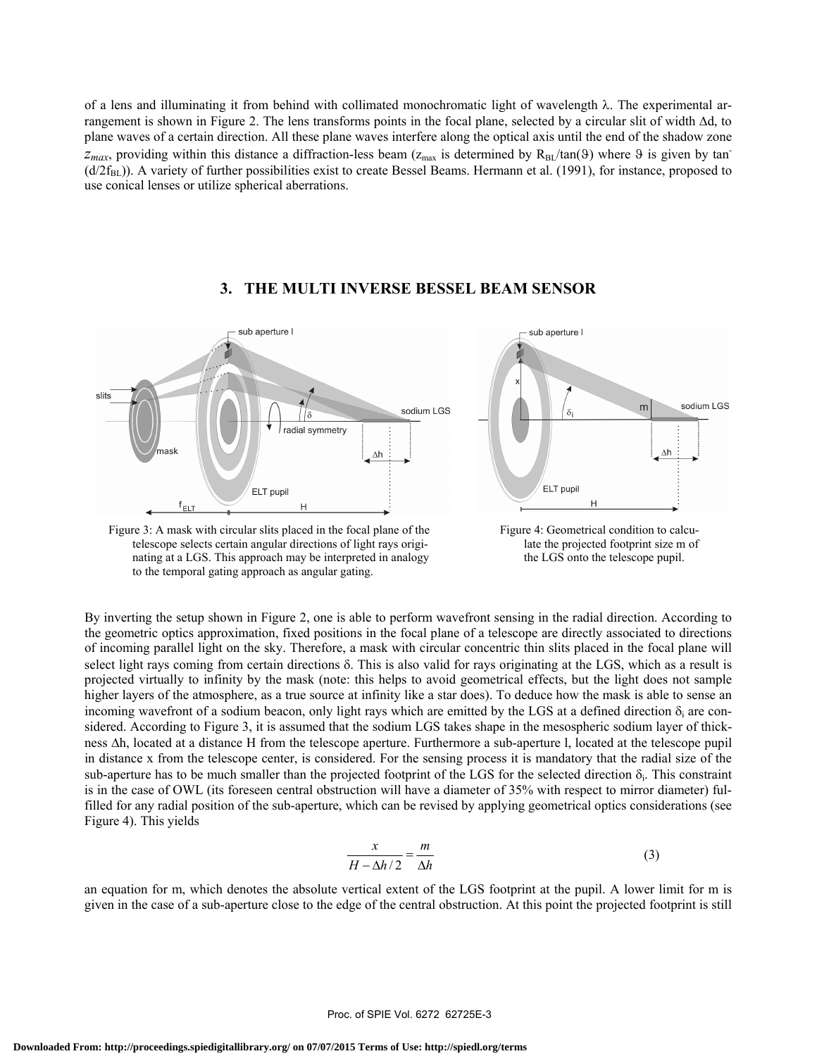of a lens and illuminating it from behind with collimated monochromatic light of wavelength λ. The experimental arrangement is shown in Figure 2. The lens transforms points in the focal plane, selected by a circular slit of width Δd, to plane waves of a certain direction. All these plane waves interfere along the optical axis until the end of the shadow zone $z_{max}$, providing within this distance a diffraction-less beam ($z_{max}$ is determined by $R_{BL}/\tan(\vartheta)$ where $\vartheta$ is given by $\tan^{-}(d/2f_{BL})$). A variety of further possibilities exist to create Bessel Beams. Hermann et al. (1991), for instance, proposed to use conical lenses or utilize spherical aberrations.

## 3. THE MULTI INVERSE BESSEL BEAM SENSOR

Figure 3: A mask with circular slits placed in the focal plane of the telescope selects certain angular directions of light rays originating at a LGS. This approach may be interpreted in analogy to the temporal gating approach as angular gating.

Figure 4: Geometrical condition to calculate the projected footprint size m of the LGS onto the telescope pupil.

By inverting the setup shown in Figure 2, one is able to perform wavefront sensing in the radial direction. According to the geometric optics approximation, fixed positions in the focal plane of a telescope are directly associated to directions of incoming parallel light on the sky. Therefore, a mask with circular concentric thin slits placed in the focal plane will select light rays coming from certain directions δ. This is also valid for rays originating at the LGS, which as a result is projected virtually to infinity by the mask (note: this helps to avoid geometrical effects, but the light does not sample higher layers of the atmosphere, as a true source at infinity like a star does). To deduce how the mask is able to sense an incoming wavefront of a sodium beacon, only light rays which are emitted by the LGS at a defined direction $\delta_i$ are considered. According to Figure 3, it is assumed that the sodium LGS takes shape in the mesospheric sodium layer of thickness Δh, located at a distance H from the telescope aperture. Furthermore a sub-aperture l, located at the telescope pupil in distance x from the telescope center, is considered. For the sensing process it is mandatory that the radial size of the sub-aperture has to be much smaller than the projected footprint of the LGS for the selected direction $\delta_i$. This constraint is in the case of OWL (its foreseen central obstruction will have a diameter of 35% with respect to mirror diameter) fulfilled for any radial position of the sub-aperture, which can be revised by applying geometrical optics considerations (see Figure 4). This yields

$$\frac{x}{H - \Delta h/2} = \frac{m}{\Delta h} \tag{3}$$

an equation for m, which denotes the absolute vertical extent of the LGS footprint at the pupil. A lower limit for m is given in the case of a sub-aperture close to the edge of the central obstruction. At this point the projected footprint is still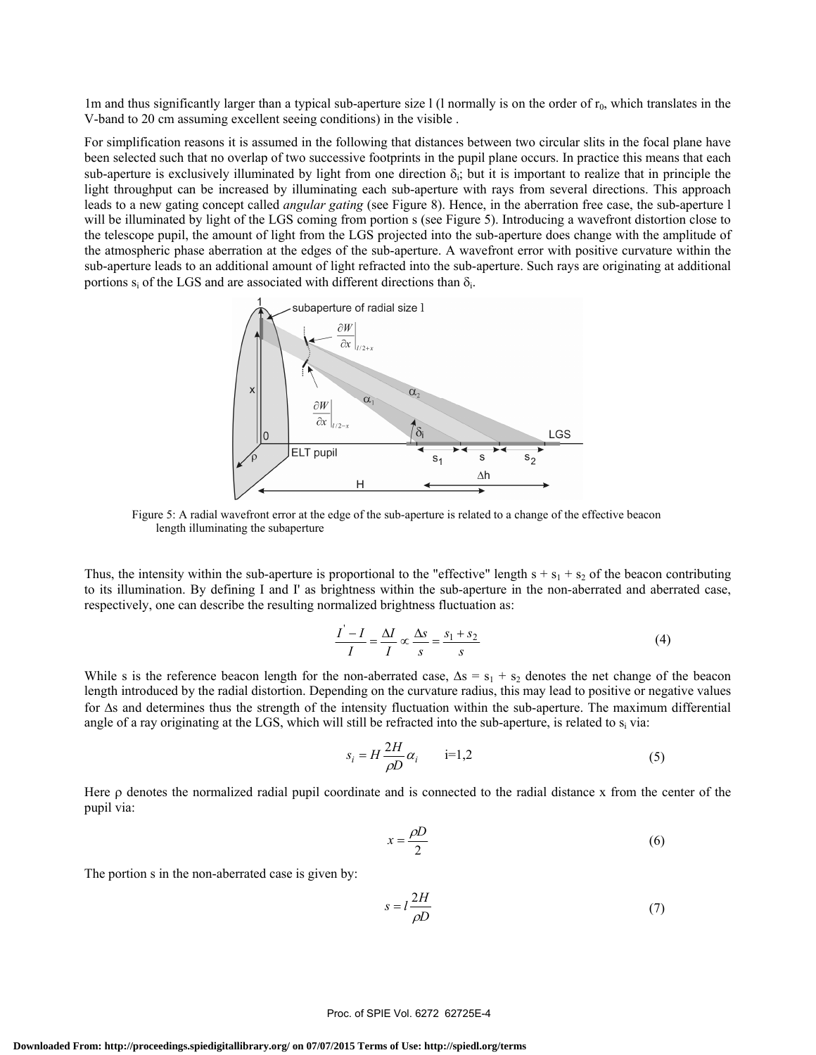1m and thus significantly larger than a typical sub-aperture size l (l normally is on the order of $r_0$, which translates in the V-band to 20 cm assuming excellent seeing conditions) in the visible .

For simplification reasons it is assumed in the following that distances between two circular slits in the focal plane have been selected such that no overlap of two successive footprints in the pupil plane occurs. In practice this means that each sub-aperture is exclusively illuminated by light from one direction $\delta_i$; but it is important to realize that in principle the light throughput can be increased by illuminating each sub-aperture with rays from several directions. This approach leads to a new gating concept called *angular gating* (see Figure 8). Hence, in the aberration free case, the sub-aperture l will be illuminated by light of the LGS coming from portion s (see Figure 5). Introducing a wavefront distortion close to the telescope pupil, the amount of light from the LGS projected into the sub-aperture does change with the amplitude of the atmospheric phase aberration at the edges of the sub-aperture. A wavefront error with positive curvature within the sub-aperture leads to an additional amount of light refracted into the sub-aperture. Such rays are originating at additional portions $s_i$ of the LGS and are associated with different directions than $\delta_i$.

Figure 5: A radial wavefront error at the edge of the sub-aperture is related to a change of the effective beacon length illuminating the subaperture

Thus, the intensity within the sub-aperture is proportional to the "effective" length $s + s_1 + s_2$ of the beacon contributing to its illumination. By defining I and I' as brightness within the sub-aperture in the non-aberrated and aberrated case, respectively, one can describe the resulting normalized brightness fluctuation as:

$$\frac{I' - I}{I} = \frac{\Delta I}{I} \propto \frac{\Delta s}{s} = \frac{s_1 + s_2}{s} \tag{4}$$

While s is the reference beacon length for the non-aberrated case, $\Delta s = s_1 + s_2$ denotes the net change of the beacon length introduced by the radial distortion. Depending on the curvature radius, this may lead to positive or negative values for $\Delta s$ and determines thus the strength of the intensity fluctuation within the sub-aperture. The maximum differential angle of a ray originating at the LGS, which will still be refracted into the sub-aperture, is related to $s_i$ via:

$$s_i = H \frac{2H}{\rho D} \alpha_i \qquad \text{i=1,2} \tag{5}$$

Here $\rho$ denotes the normalized radial pupil coordinate and is connected to the radial distance x from the center of the pupil via:

$$x = \frac{\rho D}{2} \tag{6}$$

The portion s in the non-aberrated case is given by:

$$s = l \frac{2H}{\rho D} \tag{7}$$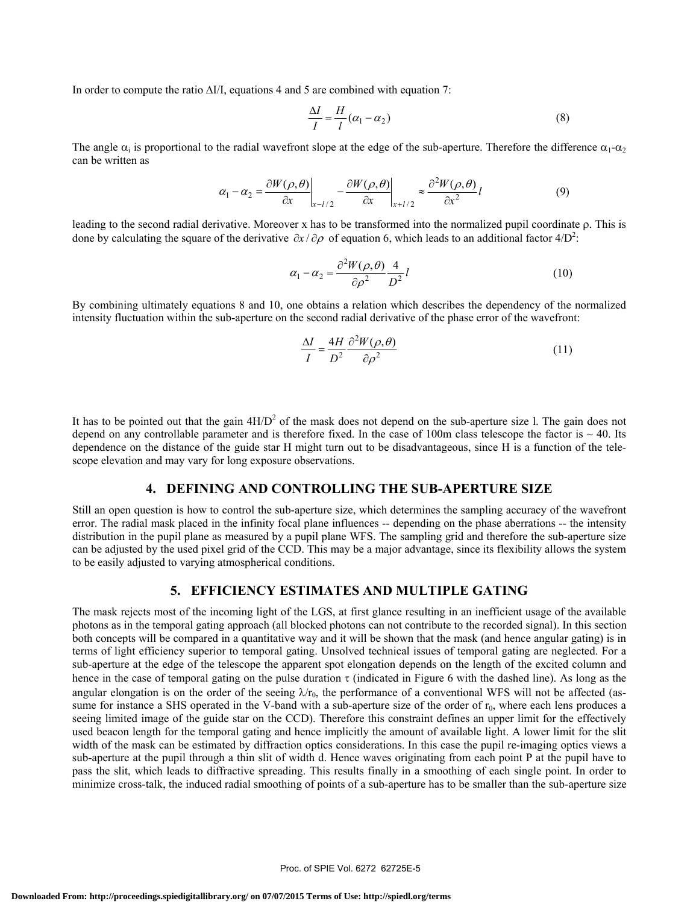In order to compute the ratio $\Delta I/I$, equations 4 and 5 are combined with equation 7:

$$\frac{\Delta I}{I} = \frac{H}{l}(\alpha_1 - \alpha_2) \tag{8}$$

The angle $\alpha_i$ is proportional to the radial wavefront slope at the edge of the sub-aperture. Therefore the difference $\alpha_1$-$\alpha_2$ can be written as

$$\alpha_1 - \alpha_2 = \left.\frac{\partial W(\rho,\theta)}{\partial x}\right|_{x-l/2} - \left.\frac{\partial W(\rho,\theta)}{\partial x}\right|_{x+l/2} \approx \frac{\partial^2 W(\rho,\theta)}{\partial x^2} l \tag{9}$$

leading to the second radial derivative. Moreover x has to be transformed into the normalized pupil coordinate $\rho$. This is done by calculating the square of the derivative $\partial x / \partial \rho$ of equation 6, which leads to an additional factor $4/D^2$:

$$\alpha_1 - \alpha_2 = \frac{\partial^2 W(\rho,\theta)}{\partial \rho^2} \frac{4}{D^2} l \tag{10}$$

By combining ultimately equations 8 and 10, one obtains a relation which describes the dependency of the normalized intensity fluctuation within the sub-aperture on the second radial derivative of the phase error of the wavefront:

$$\frac{\Delta I}{I} = \frac{4H}{D^2} \frac{\partial^2 W(\rho,\theta)}{\partial \rho^2} \tag{11}$$

It has to be pointed out that the gain $4H/D^2$ of the mask does not depend on the sub-aperture size l. The gain does not depend on any controllable parameter and is therefore fixed. In the case of 100m class telescope the factor is ~ 40. Its dependence on the distance of the guide star H might turn out to be disadvantageous, since H is a function of the telescope elevation and may vary for long exposure observations.

## 4. DEFINING AND CONTROLLING THE SUB-APERTURE SIZE

Still an open question is how to control the sub-aperture size, which determines the sampling accuracy of the wavefront error. The radial mask placed in the infinity focal plane influences -- depending on the phase aberrations -- the intensity distribution in the pupil plane as measured by a pupil plane WFS. The sampling grid and therefore the sub-aperture size can be adjusted by the used pixel grid of the CCD. This may be a major advantage, since its flexibility allows the system to be easily adjusted to varying atmospherical conditions.

## 5. EFFICIENCY ESTIMATES AND MULTIPLE GATING

The mask rejects most of the incoming light of the LGS, at first glance resulting in an inefficient usage of the available photons as in the temporal gating approach (all blocked photons can not contribute to the recorded signal). In this section both concepts will be compared in a quantitative way and it will be shown that the mask (and hence angular gating) is in terms of light efficiency superior to temporal gating. Unsolved technical issues of temporal gating are neglected. For a sub-aperture at the edge of the telescope the apparent spot elongation depends on the length of the excited column and hence in the case of temporal gating on the pulse duration $\tau$ (indicated in Figure 6 with the dashed line). As long as the angular elongation is on the order of the seeing $\lambda/r_0$, the performance of a conventional WFS will not be affected (assume for instance a SHS operated in the V-band with a sub-aperture size of the order of $r_0$, where each lens produces a seeing limited image of the guide star on the CCD). Therefore this constraint defines an upper limit for the effectively used beacon length for the temporal gating and hence implicitly the amount of available light. A lower limit for the slit width of the mask can be estimated by diffraction optics considerations. In this case the pupil re-imaging optics views a sub-aperture at the pupil through a thin slit of width d. Hence waves originating from each point P at the pupil have to pass the slit, which leads to diffractive spreading. This results finally in a smoothing of each single point. In order to minimize cross-talk, the induced radial smoothing of points of a sub-aperture has to be smaller than the sub-aperture size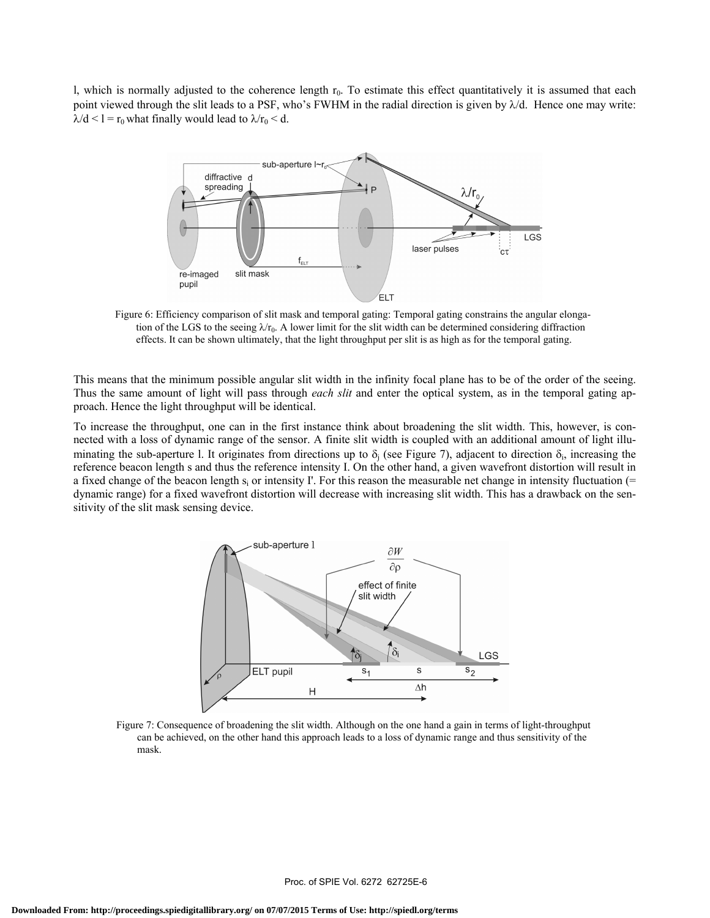l, which is normally adjusted to the coherence length $r_0$. To estimate this effect quantitatively it is assumed that each point viewed through the slit leads to a PSF, who's FWHM in the radial direction is given by $\lambda/d$. Hence one may write: $\lambda/d < l = r_0$ what finally would lead to $\lambda/r_0 < d$.

Figure 6: Efficiency comparison of slit mask and temporal gating: Temporal gating constrains the angular elongation of the LGS to the seeing $\lambda/r_0$. A lower limit for the slit width can be determined considering diffraction effects. It can be shown ultimately, that the light throughput per slit is as high as for the temporal gating.

This means that the minimum possible angular slit width in the infinity focal plane has to be of the order of the seeing. Thus the same amount of light will pass through *each slit* and enter the optical system, as in the temporal gating approach. Hence the light throughput will be identical.

To increase the throughput, one can in the first instance think about broadening the slit width. This, however, is connected with a loss of dynamic range of the sensor. A finite slit width is coupled with an additional amount of light illuminating the sub-aperture l. It originates from directions up to $\delta_j$ (see Figure 7), adjacent to direction $\delta_i$, increasing the reference beacon length s and thus the reference intensity I. On the other hand, a given wavefront distortion will result in a fixed change of the beacon length $s_i$ or intensity I'. For this reason the measurable net change in intensity fluctuation (= dynamic range) for a fixed wavefront distortion will decrease with increasing slit width. This has a drawback on the sensitivity of the slit mask sensing device.

Figure 7: Consequence of broadening the slit width. Although on the one hand a gain in terms of light-throughput can be achieved, on the other hand this approach leads to a loss of dynamic range and thus sensitivity of the mask.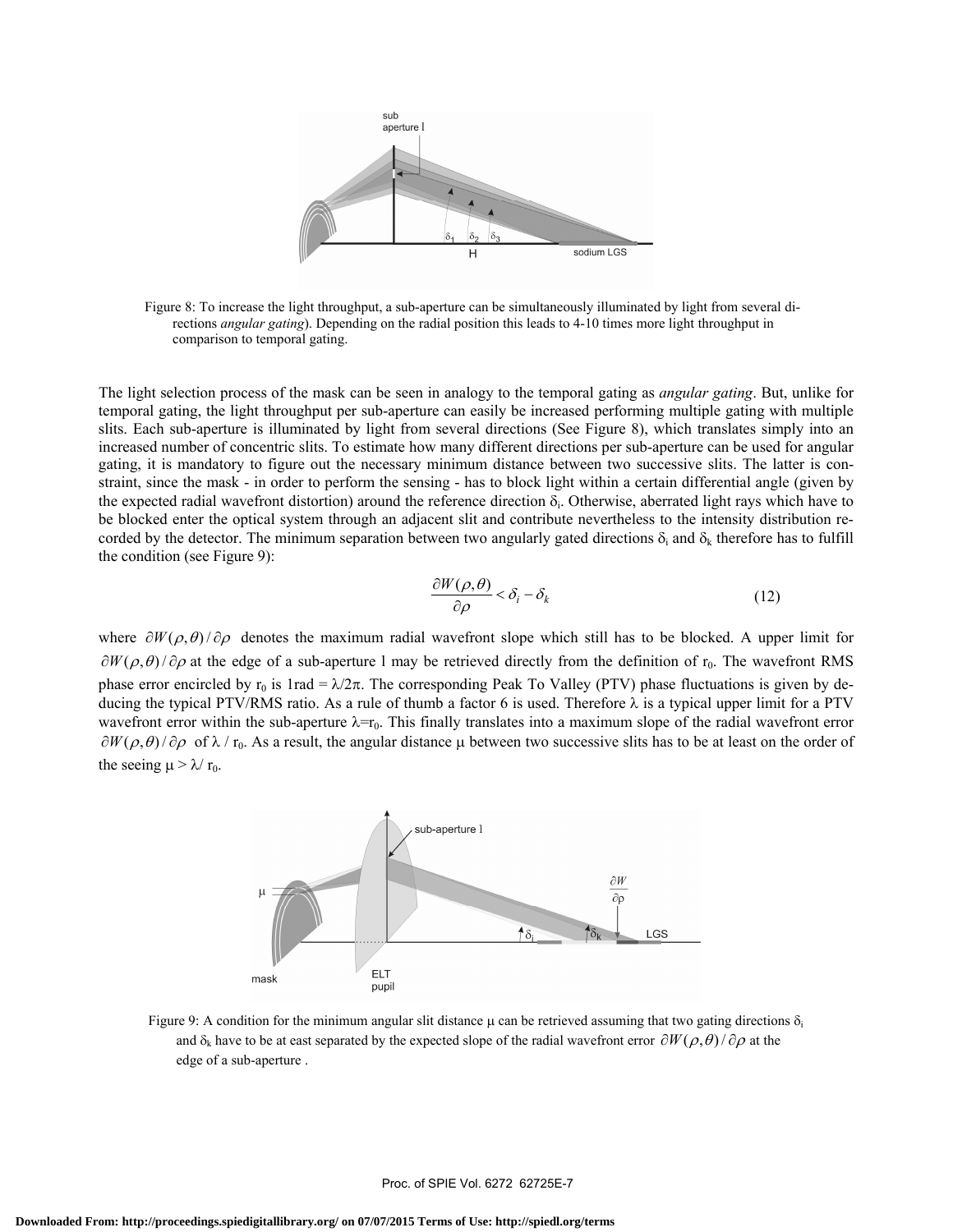Figure 8: To increase the light throughput, a sub-aperture can be simultaneously illuminated by light from several directions *angular gating*). Depending on the radial position this leads to 4-10 times more light throughput in comparison to temporal gating.

The light selection process of the mask can be seen in analogy to the temporal gating as *angular gating*. But, unlike for temporal gating, the light throughput per sub-aperture can easily be increased performing multiple gating with multiple slits. Each sub-aperture is illuminated by light from several directions (See Figure 8), which translates simply into an increased number of concentric slits. To estimate how many different directions per sub-aperture can be used for angular gating, it is mandatory to figure out the necessary minimum distance between two successive slits. The latter is constraint, since the mask - in order to perform the sensing - has to block light within a certain differential angle (given by the expected radial wavefront distortion) around the reference direction $\delta_i$. Otherwise, aberrated light rays which have to be blocked enter the optical system through an adjacent slit and contribute nevertheless to the intensity distribution recorded by the detector. The minimum separation between two angularly gated directions $\delta_i$ and $\delta_k$ therefore has to fulfill the condition (see Figure 9):

$$\frac{\partial W(\rho,\theta)}{\partial \rho} < \delta_i - \delta_k \tag{12}$$

where $\partial W(\rho,\theta)/\partial\rho$ denotes the maximum radial wavefront slope which still has to be blocked. A upper limit for $\partial W(\rho,\theta)/\partial\rho$ at the edge of a sub-aperture l may be retrieved directly from the definition of $r_0$. The wavefront RMS phase error encircled by $r_0$ is 1rad = $\lambda/2\pi$. The corresponding Peak To Valley (PTV) phase fluctuations is given by deducing the typical PTV/RMS ratio. As a rule of thumb a factor 6 is used. Therefore $\lambda$ is a typical upper limit for a PTV wavefront error within the sub-aperture $\lambda$=$r_0$. This finally translates into a maximum slope of the radial wavefront error $\partial W(\rho,\theta)/\partial\rho$ of $\lambda$ / $r_0$. As a result, the angular distance $\mu$ between two successive slits has to be at least on the order of the seeing $\mu > \lambda/ r_0$.

Figure 9: A condition for the minimum angular slit distance $\mu$ can be retrieved assuming that two gating directions $\delta_i$ and $\delta_k$ have to be at east separated by the expected slope of the radial wavefront error $\partial W(\rho,\theta)/\partial\rho$ at the edge of a sub-aperture .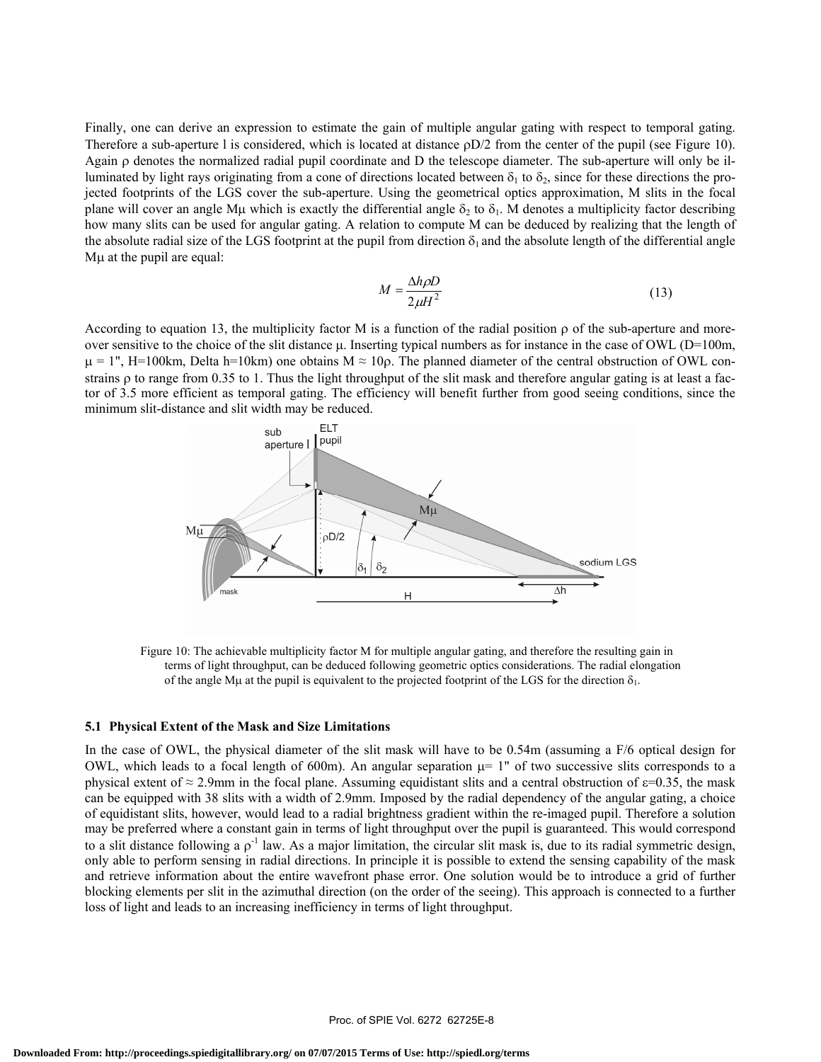Finally, one can derive an expression to estimate the gain of multiple angular gating with respect to temporal gating. Therefore a sub-aperture l is considered, which is located at distance $\rho D/2$ from the center of the pupil (see Figure 10). Again $\rho$ denotes the normalized radial pupil coordinate and D the telescope diameter. The sub-aperture will only be illuminated by light rays originating from a cone of directions located between $\delta_1$ to $\delta_2$, since for these directions the projected footprints of the LGS cover the sub-aperture. Using the geometrical optics approximation, M slits in the focal plane will cover an angle $M\mu$ which is exactly the differential angle $\delta_2$ to $\delta_1$. M denotes a multiplicity factor describing how many slits can be used for angular gating. A relation to compute M can be deduced by realizing that the length of the absolute radial size of the LGS footprint at the pupil from direction $\delta_1$ and the absolute length of the differential angle $M\mu$ at the pupil are equal:

$$M = \frac{\Delta h \rho D}{2 \mu H^2} \tag{13}$$

According to equation 13, the multiplicity factor M is a function of the radial position $\rho$ of the sub-aperture and moreover sensitive to the choice of the slit distance $\mu$. Inserting typical numbers as for instance in the case of OWL (D=100m, $\mu$ = 1", H=100km, Delta h=10km) one obtains $M \approx 10\rho$. The planned diameter of the central obstruction of OWL constrains $\rho$ to range from 0.35 to 1. Thus the light throughput of the slit mask and therefore angular gating is at least a factor of 3.5 more efficient as temporal gating. The efficiency will benefit further from good seeing conditions, since the minimum slit-distance and slit width may be reduced.

Figure 10: The achievable multiplicity factor M for multiple angular gating, and therefore the resulting gain in terms of light throughput, can be deduced following geometric optics considerations. The radial elongation of the angle $M\mu$ at the pupil is equivalent to the projected footprint of the LGS for the direction $\delta_1$.

### 5.1 Physical Extent of the Mask and Size Limitations

In the case of OWL, the physical diameter of the slit mask will have to be 0.54m (assuming a F/6 optical design for OWL, which leads to a focal length of 600m). An angular separation $\mu$= 1" of two successive slits corresponds to a physical extent of ≈ 2.9mm in the focal plane. Assuming equidistant slits and a central obstruction of $\varepsilon$=0.35, the mask can be equipped with 38 slits with a width of 2.9mm. Imposed by the radial dependency of the angular gating, a choice of equidistant slits, however, would lead to a radial brightness gradient within the re-imaged pupil. Therefore a solution may be preferred where a constant gain in terms of light throughput over the pupil is guaranteed. This would correspond to a slit distance following a $\rho^{-1}$ law. As a major limitation, the circular slit mask is, due to its radial symmetric design, only able to perform sensing in radial directions. In principle it is possible to extend the sensing capability of the mask and retrieve information about the entire wavefront phase error. One solution would be to introduce a grid of further blocking elements per slit in the azimuthal direction (on the order of the seeing). This approach is connected to a further loss of light and leads to an increasing inefficiency in terms of light throughput.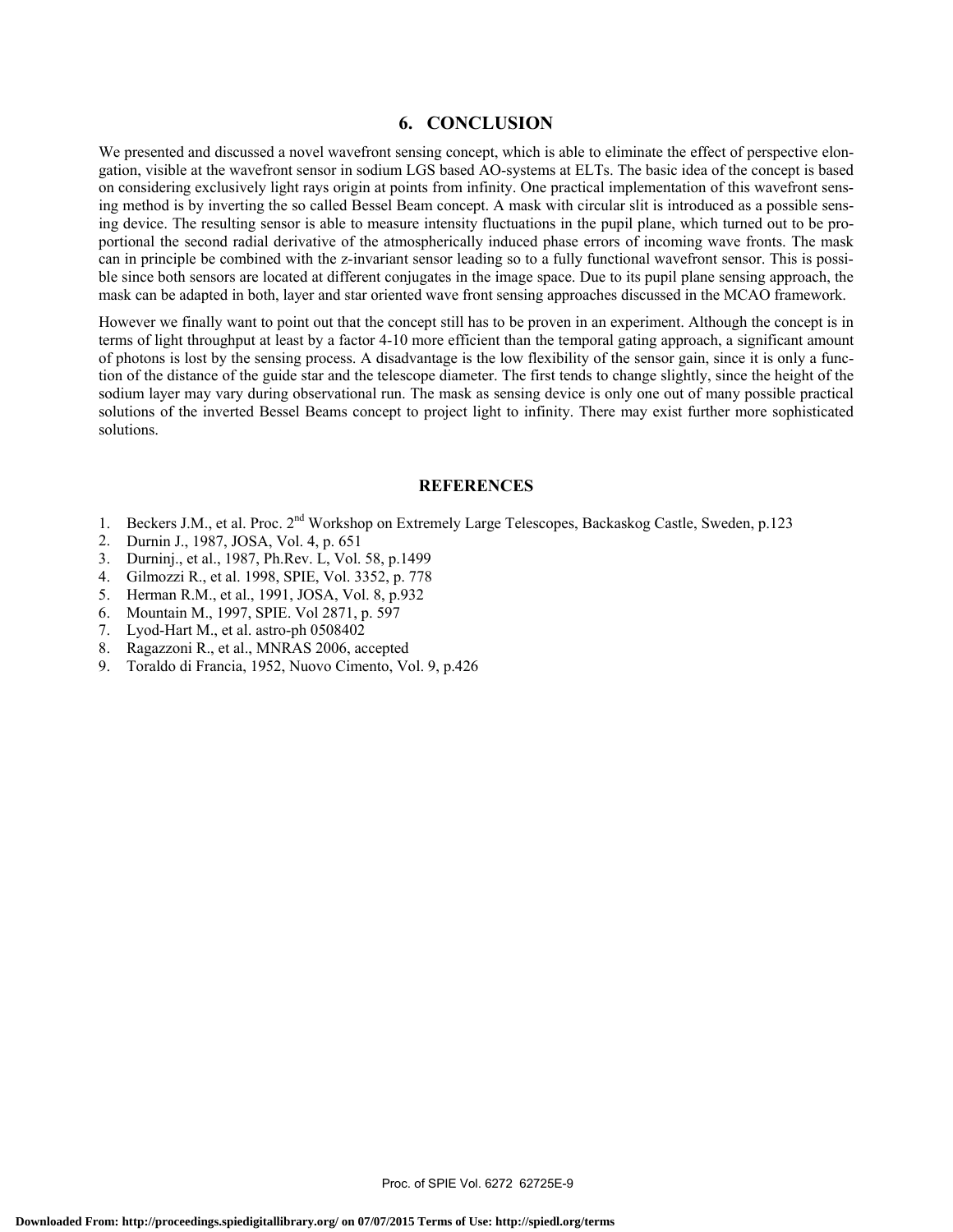## 6. CONCLUSION

We presented and discussed a novel wavefront sensing concept, which is able to eliminate the effect of perspective elongation, visible at the wavefront sensor in sodium LGS based AO-systems at ELTs. The basic idea of the concept is based on considering exclusively light rays origin at points from infinity. One practical implementation of this wavefront sensing method is by inverting the so called Bessel Beam concept. A mask with circular slit is introduced as a possible sensing device. The resulting sensor is able to measure intensity fluctuations in the pupil plane, which turned out to be proportional the second radial derivative of the atmospherically induced phase errors of incoming wave fronts. The mask can in principle be combined with the z-invariant sensor leading so to a fully functional wavefront sensor. This is possible since both sensors are located at different conjugates in the image space. Due to its pupil plane sensing approach, the mask can be adapted in both, layer and star oriented wave front sensing approaches discussed in the MCAO framework.

However we finally want to point out that the concept still has to be proven in an experiment. Although the concept is in terms of light throughput at least by a factor 4-10 more efficient than the temporal gating approach, a significant amount of photons is lost by the sensing process. A disadvantage is the low flexibility of the sensor gain, since it is only a function of the distance of the guide star and the telescope diameter. The first tends to change slightly, since the height of the sodium layer may vary during observational run. The mask as sensing device is only one out of many possible practical solutions of the inverted Bessel Beams concept to project light to infinity. There may exist further more sophisticated solutions.

## REFERENCES

1. Beckers J.M., et al. Proc. 2nd Workshop on Extremely Large Telescopes, Backaskog Castle, Sweden, p.123
2. Durnin J., 1987, JOSA, Vol. 4, p. 651
3. Durninj., et al., 1987, Ph.Rev. L, Vol. 58, p.1499
4. Gilmozzi R., et al. 1998, SPIE, Vol. 3352, p. 778
5. Herman R.M., et al., 1991, JOSA, Vol. 8, p.932
6. Mountain M., 1997, SPIE. Vol 2871, p. 597
7. Lyod-Hart M., et al. astro-ph 0508402
8. Ragazzoni R., et al., MNRAS 2006, accepted
9. Toraldo di Francia, 1952, Nuovo Cimento, Vol. 9, p.426